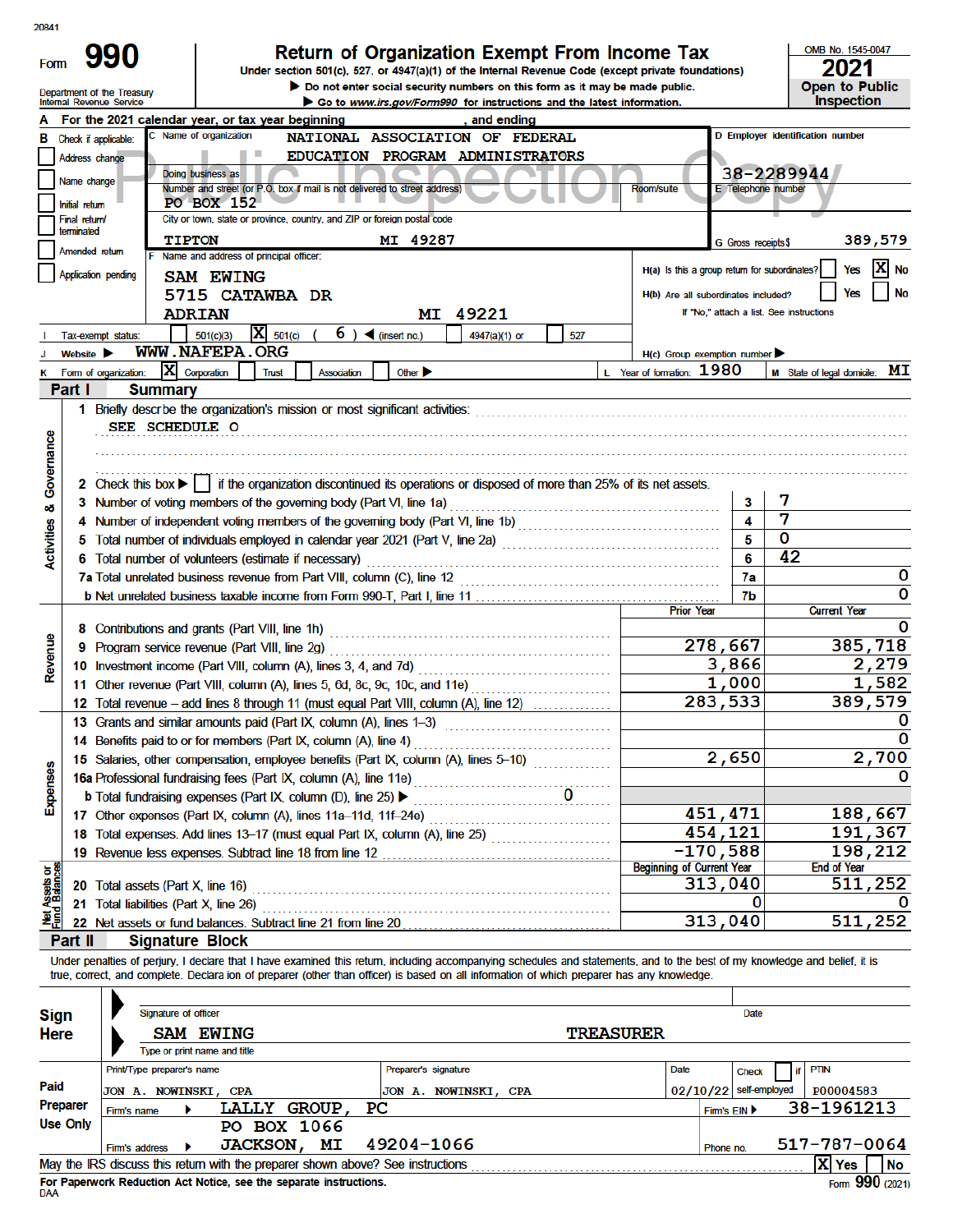20841

# Form 990 — Return of Organization Exempt From Income Tax

Under section 501(c), 527, or 4947(a)(1) of the Internal Revenue Code (except private foundations)

▶ Do not enter social security numbers on this form as it may be made public.

▶ Go to www.irs.gov/Form990 for instructions and the latest information.

Department of the Treasury
Internal Revenue Service

OMB No. 1545-0047

**2021**

**Open to Public Inspection**

Public Inspection Copy

**A** For the 2021 calendar year, or tax year beginning , and ending

**B** Check if applicable:
- ☐ Address change
- ☐ Name change
- ☐ Initial return
- ☐ Final return/terminated
- ☐ Amended return
- ☐ Application pending

**C** Name of organization: NATIONAL ASSOCIATION OF FEDERAL EDUCATION PROGRAM ADMINISTRATORS

Doing business as

Number and street (or P.O. box if mail is not delivered to street address): PO BOX 152 — Room/suite

City or town, state or province, country, and ZIP or foreign postal code: TIPTON MI 49287

**D** Employer identification number: 38-2289944

**E** Telephone number

**G** Gross receipts $ 389,579

**F** Name and address of principal officer: SAM EWING, 5715 CATAWBA DR, ADRIAN MI 49221

**H(a)** Is this a group return for subordinates? ☐ Yes ☒ No

**H(b)** Are all subordinates included? ☐ Yes ☐ No
If "No," attach a list. See instructions

**H(c)** Group exemption number ▶

**I** Tax-exempt status: ☐ 501(c)(3) ☒ 501(c) ( 6 ) ◀ (insert no.) ☐ 4947(a)(1) or ☐ 527

**J** Website ▶ WWW.NAFEPA.ORG

**K** Form of organization: ☒ Corporation ☐ Trust ☐ Association ☐ Other ▶

**L** Year of formation: 1980

**M** State of legal domicile: MI

## Part I Summary

### Activities & Governance

1 Briefly describe the organization's mission or most significant activities:
SEE SCHEDULE O

2 Check this box ▶ ☐ if the organization discontinued its operations or disposed of more than 25% of its net assets.

| | | Line | Value |
|---|---|---|---|
| 3 | Number of voting members of the governing body (Part VI, line 1a) | 3 | 7 |
| 4 | Number of independent voting members of the governing body (Part VI, line 1b) | 4 | 7 |
| 5 | Total number of individuals employed in calendar year 2021 (Part V, line 2a) | 5 | 0 |
| 6 | Total number of volunteers (estimate if necessary) | 6 | 42 |
| 7a | Total unrelated business revenue from Part VIII, column (C), line 12 | 7a | 0 |
| b | Net unrelated business taxable income from Form 990-T, Part I, line 11 | 7b | 0 |

### Revenue

| | | Prior Year | Current Year |
|---|---|---|---|
| 8 | Contributions and grants (Part VIII, line 1h) | | 0 |
| 9 | Program service revenue (Part VIII, line 2g) | 278,667 | 385,718 |
| 10 | Investment income (Part VIII, column (A), lines 3, 4, and 7d) | 3,866 | 2,279 |
| 11 | Other revenue (Part VIII, column (A), lines 5, 6d, 8c, 9c, 10c, and 11e) | 1,000 | 1,582 |
| 12 | Total revenue – add lines 8 through 11 (must equal Part VIII, column (A), line 12) | 283,533 | 389,579 |

### Expenses

| | | Prior Year | Current Year |
|---|---|---|---|
| 13 | Grants and similar amounts paid (Part IX, column (A), lines 1–3) | | 0 |
| 14 | Benefits paid to or for members (Part IX, column (A), line 4) | | 0 |
| 15 | Salaries, other compensation, employee benefits (Part IX, column (A), lines 5–10) | 2,650 | 2,700 |
| 16a | Professional fundraising fees (Part IX, column (A), line 11e) | | 0 |
| b | Total fundraising expenses (Part IX, column (D), line 25) ▶ 0 | | |
| 17 | Other expenses (Part IX, column (A), lines 11a–11d, 11f–24e) | 451,471 | 188,667 |
| 18 | Total expenses. Add lines 13–17 (must equal Part IX, column (A), line 25) | 454,121 | 191,367 |
| 19 | Revenue less expenses. Subtract line 18 from line 12 | -170,588 | 198,212 |

### Net Assets or Fund Balances

| | | Beginning of Current Year | End of Year |
|---|---|---|---|
| 20 | Total assets (Part X, line 16) | 313,040 | 511,252 |
| 21 | Total liabilities (Part X, line 26) | 0 | 0 |
| 22 | Net assets or fund balances. Subtract line 21 from line 20 | 313,040 | 511,252 |

## Part II Signature Block

Under penalties of perjury, I declare that I have examined this return, including accompanying schedules and statements, and to the best of my knowledge and belief, it is true, correct, and complete. Declaration of preparer (other than officer) is based on all information of which preparer has any knowledge.

**Sign Here**

Signature of officer — Date

SAM EWING — TREASURER
Type or print name and title

**Paid Preparer Use Only**

| Print/Type preparer's name | Preparer's signature | Date | Check ☐ if self-employed | PTIN |
|---|---|---|---|---|
| JON A. NOWINSKI, CPA | JON A. NOWINSKI, CPA | 02/10/22 | | P00004583 |

Firm's name ▶ LALLY GROUP, PC — Firm's EIN ▶ 38-1961213

Firm's address ▶ PO BOX 1066, JACKSON, MI 49204-1066 — Phone no. 517-787-0064

May the IRS discuss this return with the preparer shown above? See instructions ☒ Yes ☐ No

**For Paperwork Reduction Act Notice, see the separate instructions.**

DAA

Form 990 (2021)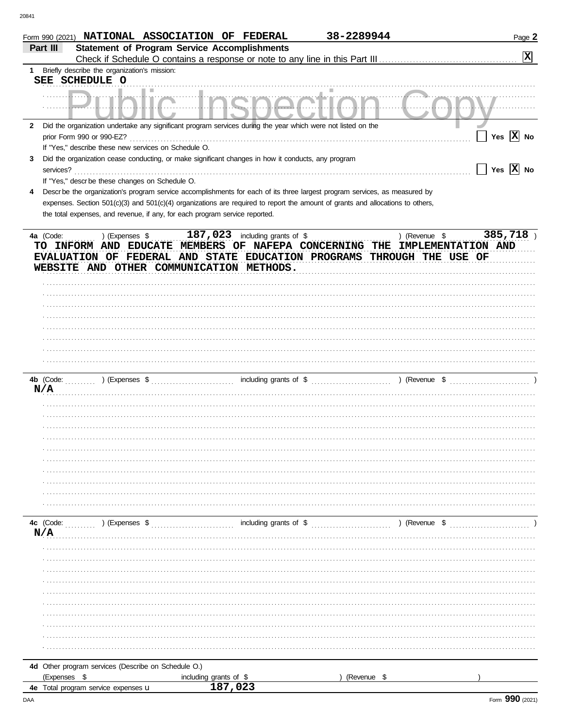Form 990 (2021) NATIONAL ASSOCIATION OF FEDERAL 38-2289944 Page 2

**Part III Statement of Program Service Accomplishments**

Check if Schedule O contains a response or note to any line in this Part III . . . . . [X]

1 Briefly describe the organization's mission:

SEE SCHEDULE O

2 Did the organization undertake any significant program services during the year which were not listed on the prior Form 990 or 990-EZ? . . . . . [ ] Yes [X] No

If "Yes," describe these new services on Schedule O.

3 Did the organization cease conducting, or make significant changes in how it conducts, any program services? . . . . . [ ] Yes [X] No

If "Yes," describe these changes on Schedule O.

4 Describe the organization's program service accomplishments for each of its three largest program services, as measured by expenses. Section 501(c)(3) and 501(c)(4) organizations are required to report the amount of grants and allocations to others, the total expenses, and revenue, if any, for each program service reported.

4a (Code: ) (Expenses $ 187,023 including grants of $ ) (Revenue $ 385,718 )

TO INFORM AND EDUCATE MEMBERS OF NAFEPA CONCERNING THE IMPLEMENTATION AND EVALUATION OF FEDERAL AND STATE EDUCATION PROGRAMS THROUGH THE USE OF WEBSITE AND OTHER COMMUNICATION METHODS.

4b (Code: ) (Expenses $ including grants of $ ) (Revenue $ )

N/A

4c (Code: ) (Expenses $ including grants of $ ) (Revenue $ )

N/A

4d Other program services (Describe on Schedule O.)

(Expenses $ including grants of $ ) (Revenue $ )

4e Total program service expenses ▶ 187,023

Form **990** (2021)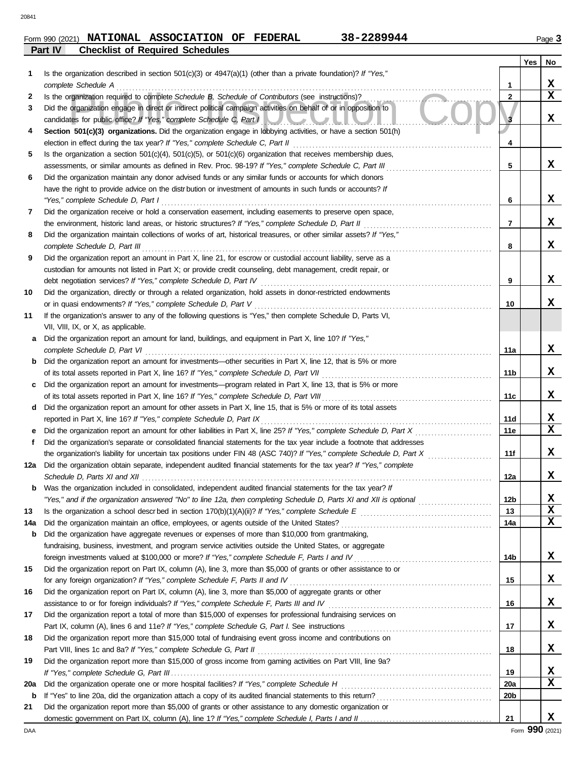Form 990 (2021) **NATIONAL ASSOCIATION OF FEDERAL** **38-2289944**

## Part IV Checklist of Required Schedules

| | | | Yes | No |
|---|---|---|---|---|
| 1 | Is the organization described in section 501(c)(3) or 4947(a)(1) (other than a private foundation)? *If "Yes," complete Schedule A* | 1 | | X |
| 2 | Is the organization required to complete *Schedule B, Schedule of Contributors* (see instructions)? | 2 | | X |
| 3 | Did the organization engage in direct or indirect political campaign activities on behalf of or in opposition to candidates for public office? *If "Yes," complete Schedule C, Part I* | 3 | | X |
| 4 | **Section 501(c)(3) organizations.** Did the organization engage in lobbying activities, or have a section 501(h) election in effect during the tax year? *If "Yes," complete Schedule C, Part II* | 4 | | |
| 5 | Is the organization a section 501(c)(4), 501(c)(5), or 501(c)(6) organization that receives membership dues, assessments, or similar amounts as defined in Rev. Proc. 98-19? *If "Yes," complete Schedule C, Part III* | 5 | | X |
| 6 | Did the organization maintain any donor advised funds or any similar funds or accounts for which donors have the right to provide advice on the distribution or investment of amounts in such funds or accounts? *If "Yes," complete Schedule D, Part I* | 6 | | X |
| 7 | Did the organization receive or hold a conservation easement, including easements to preserve open space, the environment, historic land areas, or historic structures? *If "Yes," complete Schedule D, Part II* | 7 | | X |
| 8 | Did the organization maintain collections of works of art, historical treasures, or other similar assets? *If "Yes," complete Schedule D, Part III* | 8 | | X |
| 9 | Did the organization report an amount in Part X, line 21, for escrow or custodial account liability, serve as a custodian for amounts not listed in Part X; or provide credit counseling, debt management, credit repair, or debt negotiation services? *If "Yes," complete Schedule D, Part IV* | 9 | | X |
| 10 | Did the organization, directly or through a related organization, hold assets in donor-restricted endowments or in quasi endowments? *If "Yes," complete Schedule D, Part V* | 10 | | X |
| 11 | If the organization's answer to any of the following questions is "Yes," then complete Schedule D, Parts VI, VII, VIII, IX, or X, as applicable. | | | |
| a | Did the organization report an amount for land, buildings, and equipment in Part X, line 10? *If "Yes," complete Schedule D, Part VI* | 11a | | X |
| b | Did the organization report an amount for investments—other securities in Part X, line 12, that is 5% or more of its total assets reported in Part X, line 16? *If "Yes," complete Schedule D, Part VII* | 11b | | X |
| c | Did the organization report an amount for investments—program related in Part X, line 13, that is 5% or more of its total assets reported in Part X, line 16? *If "Yes," complete Schedule D, Part VIII* | 11c | | X |
| d | Did the organization report an amount for other assets in Part X, line 15, that is 5% or more of its total assets reported in Part X, line 16? *If "Yes," complete Schedule D, Part IX* | 11d | | X |
| e | Did the organization report an amount for other liabilities in Part X, line 25? *If "Yes," complete Schedule D, Part X* | 11e | | X |
| f | Did the organization's separate or consolidated financial statements for the tax year include a footnote that addresses the organization's liability for uncertain tax positions under FIN 48 (ASC 740)? *If "Yes," complete Schedule D, Part X* | 11f | | X |
| 12a | Did the organization obtain separate, independent audited financial statements for the tax year? *If "Yes," complete Schedule D, Parts XI and XII* | 12a | | X |
| b | Was the organization included in consolidated, independent audited financial statements for the tax year? *If "Yes," and if the organization answered "No" to line 12a, then completing Schedule D, Parts XI and XII is optional* | 12b | | X |
| 13 | Is the organization a school described in section 170(b)(1)(A)(ii)? *If "Yes," complete Schedule E* | 13 | | X |
| 14a | Did the organization maintain an office, employees, or agents outside of the United States? | 14a | | X |
| b | Did the organization have aggregate revenues or expenses of more than $10,000 from grantmaking, fundraising, business, investment, and program service activities outside the United States, or aggregate foreign investments valued at $100,000 or more? *If "Yes," complete Schedule F, Parts I and IV* | 14b | | X |
| 15 | Did the organization report on Part IX, column (A), line 3, more than $5,000 of grants or other assistance to or for any foreign organization? *If "Yes," complete Schedule F, Parts II and IV* | 15 | | X |
| 16 | Did the organization report on Part IX, column (A), line 3, more than $5,000 of aggregate grants or other assistance to or for foreign individuals? *If "Yes," complete Schedule F, Parts III and IV* | 16 | | X |
| 17 | Did the organization report a total of more than $15,000 of expenses for professional fundraising services on Part IX, column (A), lines 6 and 11e? *If "Yes," complete Schedule G, Part I.* See instructions | 17 | | X |
| 18 | Did the organization report more than $15,000 total of fundraising event gross income and contributions on Part VIII, lines 1c and 8a? *If "Yes," complete Schedule G, Part II* | 18 | | X |
| 19 | Did the organization report more than $15,000 of gross income from gaming activities on Part VIII, line 9a? *If "Yes," complete Schedule G, Part III* | 19 | | X |
| 20a | Did the organization operate one or more hospital facilities? *If "Yes," complete Schedule H* | 20a | | X |
| b | If "Yes" to line 20a, did the organization attach a copy of its audited financial statements to this return? | 20b | | |
| 21 | Did the organization report more than $5,000 of grants or other assistance to any domestic organization or domestic government on Part IX, column (A), line 1? *If "Yes," complete Schedule I, Parts I and II* | 21 | | X |

Form **990** (2021)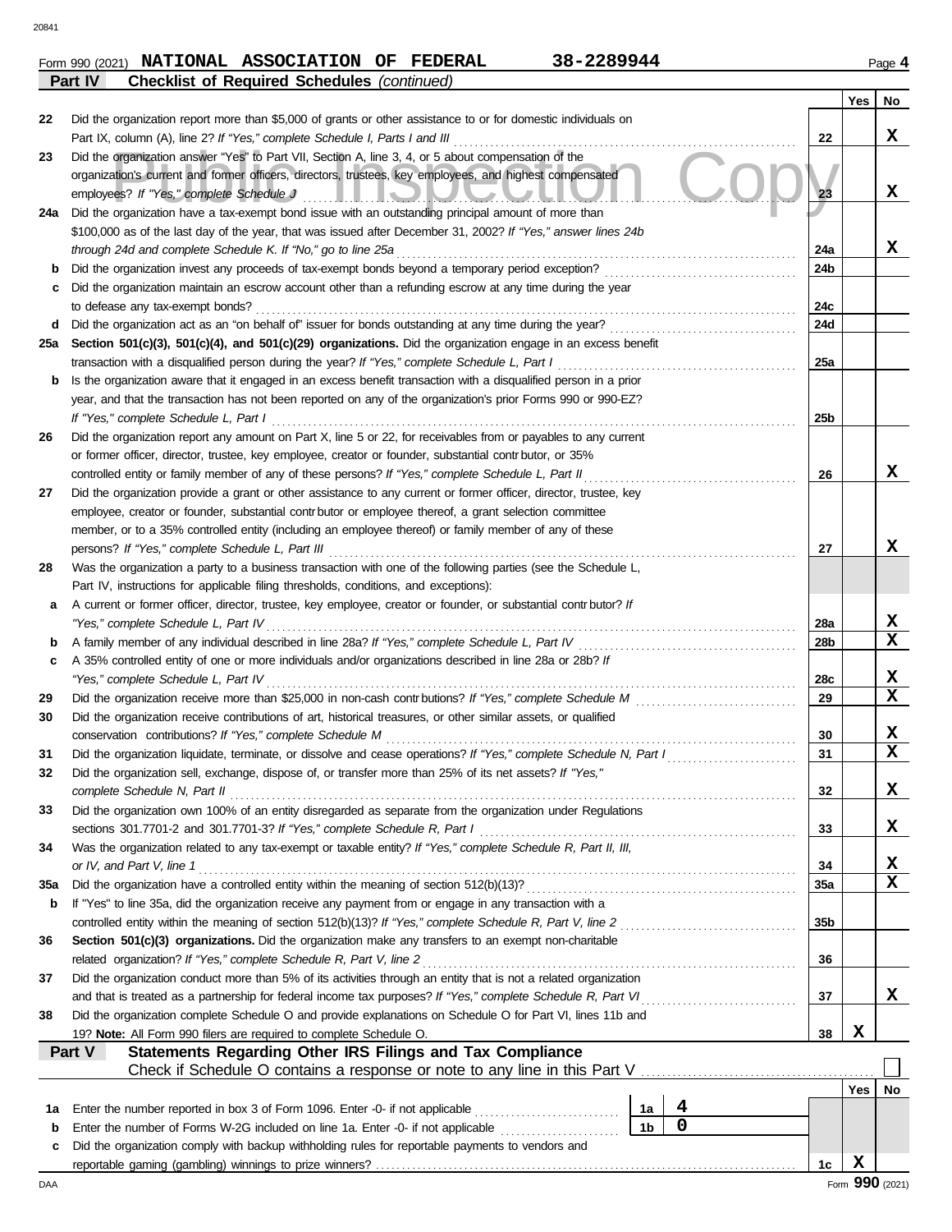Form 990 (2021) **NATIONAL ASSOCIATION OF FEDERAL** **38-2289944** Page **4**

**Part IV** **Checklist of Required Schedules** *(continued)*

| | | | Yes | No |
|---|---|---|---|---|
| 22 | Did the organization report more than $5,000 of grants or other assistance to or for domestic individuals on Part IX, column (A), line 2? *If "Yes," complete Schedule I, Parts I and III* | 22 | | X |
| 23 | Did the organization answer "Yes" to Part VII, Section A, line 3, 4, or 5 about compensation of the organization's current and former officers, directors, trustees, key employees, and highest compensated employees? *If "Yes," complete Schedule J* | 23 | | X |
| 24a | Did the organization have a tax-exempt bond issue with an outstanding principal amount of more than $100,000 as of the last day of the year, that was issued after December 31, 2002? *If "Yes," answer lines 24b through 24d and complete Schedule K. If "No," go to line 25a* | 24a | | X |
| b | Did the organization invest any proceeds of tax-exempt bonds beyond a temporary period exception? | 24b | | |
| c | Did the organization maintain an escrow account other than a refunding escrow at any time during the year to defease any tax-exempt bonds? | 24c | | |
| d | Did the organization act as an "on behalf of" issuer for bonds outstanding at any time during the year? | 24d | | |
| 25a | **Section 501(c)(3), 501(c)(4), and 501(c)(29) organizations.** Did the organization engage in an excess benefit transaction with a disqualified person during the year? *If "Yes," complete Schedule L, Part I* | 25a | | |
| b | Is the organization aware that it engaged in an excess benefit transaction with a disqualified person in a prior year, and that the transaction has not been reported on any of the organization's prior Forms 990 or 990-EZ? *If "Yes," complete Schedule L, Part I* | 25b | | |
| 26 | Did the organization report any amount on Part X, line 5 or 22, for receivables from or payables to any current or former officer, director, trustee, key employee, creator or founder, substantial contributor, or 35% controlled entity or family member of any of these persons? *If "Yes," complete Schedule L, Part II* | 26 | | X |
| 27 | Did the organization provide a grant or other assistance to any current or former officer, director, trustee, key employee, creator or founder, substantial contributor or employee thereof, a grant selection committee member, or to a 35% controlled entity (including an employee thereof) or family member of any of these persons? *If "Yes," complete Schedule L, Part III* | 27 | | X |
| 28 | Was the organization a party to a business transaction with one of the following parties (see the Schedule L, Part IV, instructions for applicable filing thresholds, conditions, and exceptions): | | | |
| a | A current or former officer, director, trustee, key employee, creator or founder, or substantial contributor? *If "Yes," complete Schedule L, Part IV* | 28a | | X |
| b | A family member of any individual described in line 28a? *If "Yes," complete Schedule L, Part IV* | 28b | | X |
| c | A 35% controlled entity of one or more individuals and/or organizations described in line 28a or 28b? *If "Yes," complete Schedule L, Part IV* | 28c | | X |
| 29 | Did the organization receive more than $25,000 in non-cash contributions? *If "Yes," complete Schedule M* | 29 | | X |
| 30 | Did the organization receive contributions of art, historical treasures, or other similar assets, or qualified conservation contributions? *If "Yes," complete Schedule M* | 30 | | X |
| 31 | Did the organization liquidate, terminate, or dissolve and cease operations? *If "Yes," complete Schedule N, Part I* | 31 | | X |
| 32 | Did the organization sell, exchange, dispose of, or transfer more than 25% of its net assets? *If "Yes," complete Schedule N, Part II* | 32 | | X |
| 33 | Did the organization own 100% of an entity disregarded as separate from the organization under Regulations sections 301.7701-2 and 301.7701-3? *If "Yes," complete Schedule R, Part I* | 33 | | X |
| 34 | Was the organization related to any tax-exempt or taxable entity? *If "Yes," complete Schedule R, Part II, III, or IV, and Part V, line 1* | 34 | | X |
| 35a | Did the organization have a controlled entity within the meaning of section 512(b)(13)? | 35a | | X |
| b | If "Yes" to line 35a, did the organization receive any payment from or engage in any transaction with a controlled entity within the meaning of section 512(b)(13)? *If "Yes," complete Schedule R, Part V, line 2* | 35b | | |
| 36 | **Section 501(c)(3) organizations.** Did the organization make any transfers to an exempt non-charitable related organization? *If "Yes," complete Schedule R, Part V, line 2* | 36 | | |
| 37 | Did the organization conduct more than 5% of its activities through an entity that is not a related organization and that is treated as a partnership for federal income tax purposes? *If "Yes," complete Schedule R, Part VI* | 37 | | X |
| 38 | Did the organization complete Schedule O and provide explanations on Schedule O for Part VI, lines 11b and 19? **Note:** All Form 990 filers are required to complete Schedule O. | 38 | X | |

**Part V** **Statements Regarding Other IRS Filings and Tax Compliance**

Check if Schedule O contains a response or note to any line in this Part V ☐

| | | | | | Yes | No |
|---|---|---|---|---|---|---|
| 1a | Enter the number reported in box 3 of Form 1096. Enter -0- if not applicable | 1a | 4 | | | |
| b | Enter the number of Forms W-2G included on line 1a. Enter -0- if not applicable | 1b | 0 | | | |
| c | Did the organization comply with backup withholding rules for reportable payments to vendors and reportable gaming (gambling) winnings to prize winners? | | | 1c | X | |

Form **990** (2021)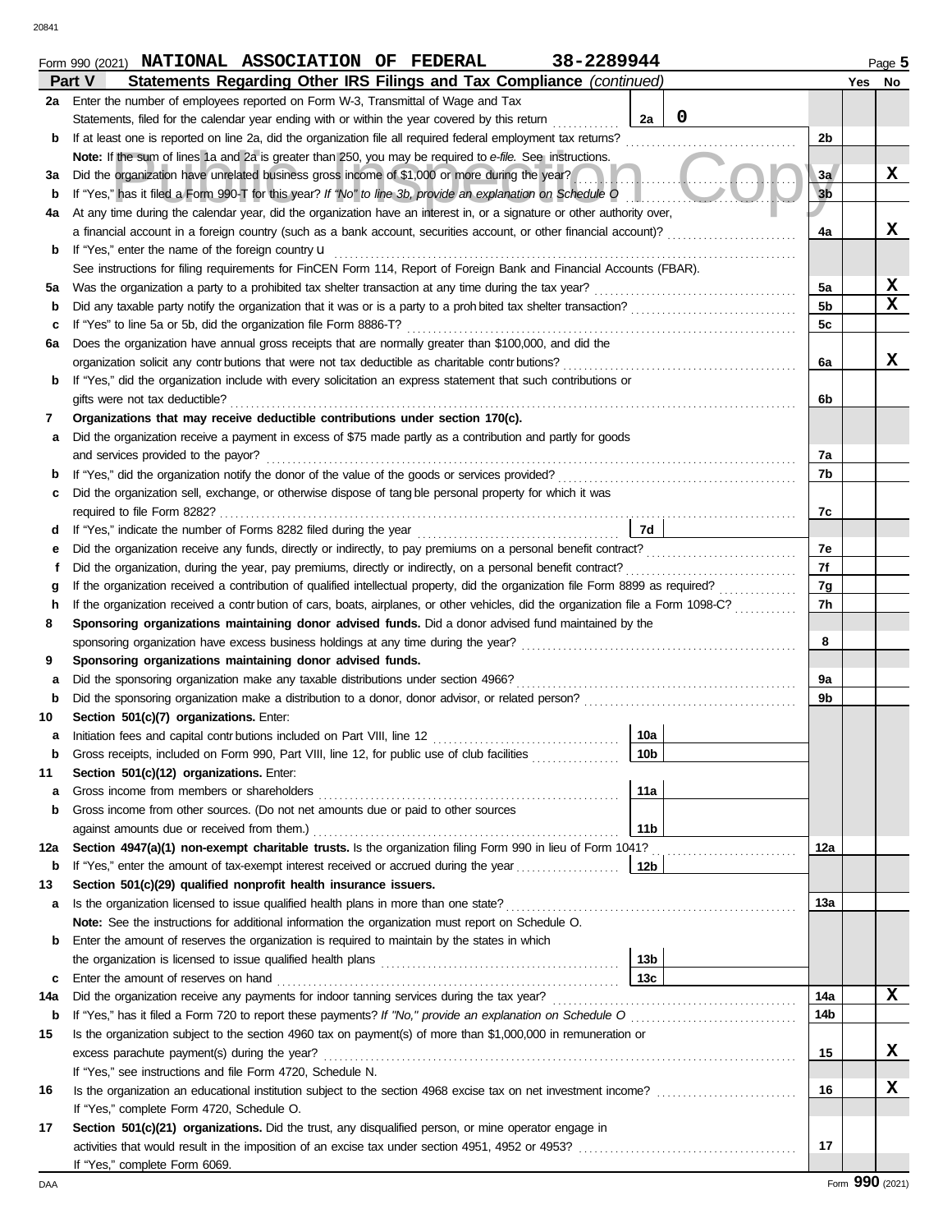Form 990 (2021) **NATIONAL ASSOCIATION OF FEDERAL** **38-2289944** Page 5

## Part V Statements Regarding Other IRS Filings and Tax Compliance *(continued)*

| | | | | | Yes | No |
|---|---|---|---|---|---|---|
| **2a** | Enter the number of employees reported on Form W-3, Transmittal of Wage and Tax Statements, filed for the calendar year ending with or within the year covered by this return | 2a | 0 | | | |
| **b** | If at least one is reported on line 2a, did the organization file all required federal employment tax returns? | | | 2b | | |
| | **Note:** If the sum of lines 1a and 2a is greater than 250, you may be required to *e-file*. See instructions. | | | | | |
| **3a** | Did the organization have unrelated business gross income of $1,000 or more during the year? | | | 3a | | X |
| **b** | If "Yes," has it filed a Form 990-T for this year? *If "No" to line 3b, provide an explanation on Schedule O* | | | 3b | | |
| **4a** | At any time during the calendar year, did the organization have an interest in, or a signature or other authority over, a financial account in a foreign country (such as a bank account, securities account, or other financial account)? | | | 4a | | X |
| **b** | If "Yes," enter the name of the foreign country u | | | | | |
| | See instructions for filing requirements for FinCEN Form 114, Report of Foreign Bank and Financial Accounts (FBAR). | | | | | |
| **5a** | Was the organization a party to a prohibited tax shelter transaction at any time during the tax year? | | | 5a | | X |
| **b** | Did any taxable party notify the organization that it was or is a party to a prohibited tax shelter transaction? | | | 5b | | X |
| **c** | If "Yes" to line 5a or 5b, did the organization file Form 8886-T? | | | 5c | | |
| **6a** | Does the organization have annual gross receipts that are normally greater than $100,000, and did the organization solicit any contributions that were not tax deductible as charitable contributions? | | | 6a | | X |
| **b** | If "Yes," did the organization include with every solicitation an express statement that such contributions or gifts were not tax deductible? | | | 6b | | |
| **7** | **Organizations that may receive deductible contributions under section 170(c).** | | | | | |
| **a** | Did the organization receive a payment in excess of $75 made partly as a contribution and partly for goods and services provided to the payor? | | | 7a | | |
| **b** | If "Yes," did the organization notify the donor of the value of the goods or services provided? | | | 7b | | |
| **c** | Did the organization sell, exchange, or otherwise dispose of tangible personal property for which it was required to file Form 8282? | | | 7c | | |
| **d** | If "Yes," indicate the number of Forms 8282 filed during the year | 7d | | | | |
| **e** | Did the organization receive any funds, directly or indirectly, to pay premiums on a personal benefit contract? | | | 7e | | |
| **f** | Did the organization, during the year, pay premiums, directly or indirectly, on a personal benefit contract? | | | 7f | | |
| **g** | If the organization received a contribution of qualified intellectual property, did the organization file Form 8899 as required? | | | 7g | | |
| **h** | If the organization received a contribution of cars, boats, airplanes, or other vehicles, did the organization file a Form 1098-C? | | | 7h | | |
| **8** | **Sponsoring organizations maintaining donor advised funds.** Did a donor advised fund maintained by the sponsoring organization have excess business holdings at any time during the year? | | | 8 | | |
| **9** | **Sponsoring organizations maintaining donor advised funds.** | | | | | |
| **a** | Did the sponsoring organization make any taxable distributions under section 4966? | | | 9a | | |
| **b** | Did the sponsoring organization make a distribution to a donor, donor advisor, or related person? | | | 9b | | |
| **10** | **Section 501(c)(7) organizations.** Enter: | | | | | |
| **a** | Initiation fees and capital contributions included on Part VIII, line 12 | 10a | | | | |
| **b** | Gross receipts, included on Form 990, Part VIII, line 12, for public use of club facilities | 10b | | | | |
| **11** | **Section 501(c)(12) organizations.** Enter: | | | | | |
| **a** | Gross income from members or shareholders | 11a | | | | |
| **b** | Gross income from other sources. (Do not net amounts due or paid to other sources against amounts due or received from them.) | 11b | | | | |
| **12a** | **Section 4947(a)(1) non-exempt charitable trusts.** Is the organization filing Form 990 in lieu of Form 1041? | | | 12a | | |
| **b** | If "Yes," enter the amount of tax-exempt interest received or accrued during the year | 12b | | | | |
| **13** | **Section 501(c)(29) qualified nonprofit health insurance issuers.** | | | | | |
| **a** | Is the organization licensed to issue qualified health plans in more than one state? | | | 13a | | |
| | **Note:** See the instructions for additional information the organization must report on Schedule O. | | | | | |
| **b** | Enter the amount of reserves the organization is required to maintain by the states in which the organization is licensed to issue qualified health plans | 13b | | | | |
| **c** | Enter the amount of reserves on hand | 13c | | | | |
| **14a** | Did the organization receive any payments for indoor tanning services during the tax year? | | | 14a | | X |
| **b** | If "Yes," has it filed a Form 720 to report these payments? *If "No," provide an explanation on Schedule O* | | | 14b | | |
| **15** | Is the organization subject to the section 4960 tax on payment(s) of more than $1,000,000 in remuneration or excess parachute payment(s) during the year? | | | 15 | | X |
| | If "Yes," see instructions and file Form 4720, Schedule N. | | | | | |
| **16** | Is the organization an educational institution subject to the section 4968 excise tax on net investment income? | | | 16 | | X |
| | If "Yes," complete Form 4720, Schedule O. | | | | | |
| **17** | **Section 501(c)(21) organizations.** Did the trust, any disqualified person, or mine operator engage in activities that would result in the imposition of an excise tax under section 4951, 4952 or 4953? | | | 17 | | |
| | If "Yes," complete Form 6069. | | | | | |

Form **990** (2021)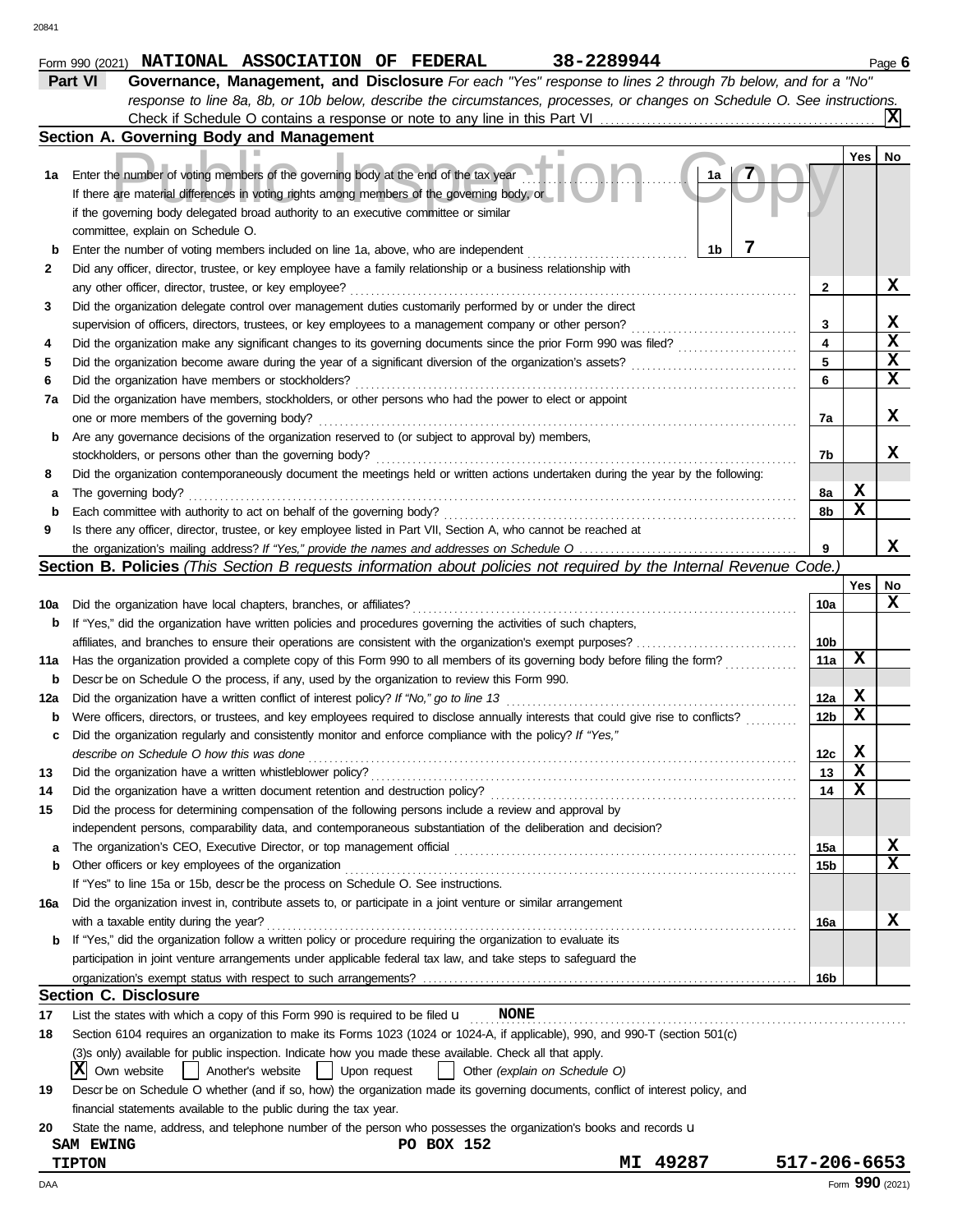Form 990 (2021) **NATIONAL ASSOCIATION OF FEDERAL** **38-2289944** Page **6**

## Part VI Governance, Management, and Disclosure

*For each "Yes" response to lines 2 through 7b below, and for a "No" response to line 8a, 8b, or 10b below, describe the circumstances, processes, or changes on Schedule O. See instructions.*

Check if Schedule O contains a response or note to any line in this Part VI ..... **X**

### Section A. Governing Body and Management

| | | | Yes | No |
|---|---|---|---|---|
| **1a** | Enter the number of voting members of the governing body at the end of the tax year ..... **1a** **7** If there are material differences in voting rights among members of the governing body, or if the governing body delegated broad authority to an executive committee or similar committee, explain on Schedule O. | | | |
| **b** | Enter the number of voting members included on line 1a, above, who are independent ..... **1b** **7** | | | |
| **2** | Did any officer, director, trustee, or key employee have a family relationship or a business relationship with any other officer, director, trustee, or key employee? | 2 | | X |
| **3** | Did the organization delegate control over management duties customarily performed by or under the direct supervision of officers, directors, trustees, or key employees to a management company or other person? | 3 | | X |
| **4** | Did the organization make any significant changes to its governing documents since the prior Form 990 was filed? | 4 | | X |
| **5** | Did the organization become aware during the year of a significant diversion of the organization's assets? | 5 | | X |
| **6** | Did the organization have members or stockholders? | 6 | | X |
| **7a** | Did the organization have members, stockholders, or other persons who had the power to elect or appoint one or more members of the governing body? | 7a | | X |
| **b** | Are any governance decisions of the organization reserved to (or subject to approval by) members, stockholders, or persons other than the governing body? | 7b | | X |
| **8** | Did the organization contemporaneously document the meetings held or written actions undertaken during the year by the following: | | | |
| **a** | The governing body? | 8a | X | |
| **b** | Each committee with authority to act on behalf of the governing body? | 8b | X | |
| **9** | Is there any officer, director, trustee, or key employee listed in Part VII, Section A, who cannot be reached at the organization's mailing address? *If "Yes," provide the names and addresses on Schedule O* | 9 | | X |

### Section B. Policies *(This Section B requests information about policies not required by the Internal Revenue Code.)*

| | | | Yes | No |
|---|---|---|---|---|
| **10a** | Did the organization have local chapters, branches, or affiliates? | 10a | | X |
| **b** | If "Yes," did the organization have written policies and procedures governing the activities of such chapters, affiliates, and branches to ensure their operations are consistent with the organization's exempt purposes? | 10b | | |
| **11a** | Has the organization provided a complete copy of this Form 990 to all members of its governing body before filing the form? | 11a | X | |
| **b** | Describe on Schedule O the process, if any, used by the organization to review this Form 990. | | | |
| **12a** | Did the organization have a written conflict of interest policy? *If "No," go to line 13* | 12a | X | |
| **b** | Were officers, directors, or trustees, and key employees required to disclose annually interests that could give rise to conflicts? | 12b | X | |
| **c** | Did the organization regularly and consistently monitor and enforce compliance with the policy? *If "Yes," describe on Schedule O how this was done* | 12c | X | |
| **13** | Did the organization have a written whistleblower policy? | 13 | X | |
| **14** | Did the organization have a written document retention and destruction policy? | 14 | X | |
| **15** | Did the process for determining compensation of the following persons include a review and approval by independent persons, comparability data, and contemporaneous substantiation of the deliberation and decision? | | | |
| **a** | The organization's CEO, Executive Director, or top management official | 15a | | X |
| **b** | Other officers or key employees of the organization | 15b | | X |
| | If "Yes" to line 15a or 15b, describe the process on Schedule O. See instructions. | | | |
| **16a** | Did the organization invest in, contribute assets to, or participate in a joint venture or similar arrangement with a taxable entity during the year? | 16a | | X |
| **b** | If "Yes," did the organization follow a written policy or procedure requiring the organization to evaluate its participation in joint venture arrangements under applicable federal tax law, and take steps to safeguard the organization's exempt status with respect to such arrangements? | 16b | | |

### Section C. Disclosure

**17** List the states with which a copy of this Form 990 is required to be filed u **NONE**

**18** Section 6104 requires an organization to make its Forms 1023 (1024 or 1024-A, if applicable), 990, and 990-T (section 501(c)(3)s only) available for public inspection. Indicate how you made these available. Check all that apply.

[X] Own website [ ] Another's website [ ] Upon request [ ] Other *(explain on Schedule O)*

**19** Describe on Schedule O whether (and if so, how) the organization made its governing documents, conflict of interest policy, and financial statements available to the public during the tax year.

**20** State the name, address, and telephone number of the person who possesses the organization's books and records u

**SAM EWING** **PO BOX 152**
**TIPTON** **MI 49287** **517-206-6653**

Form **990** (2021)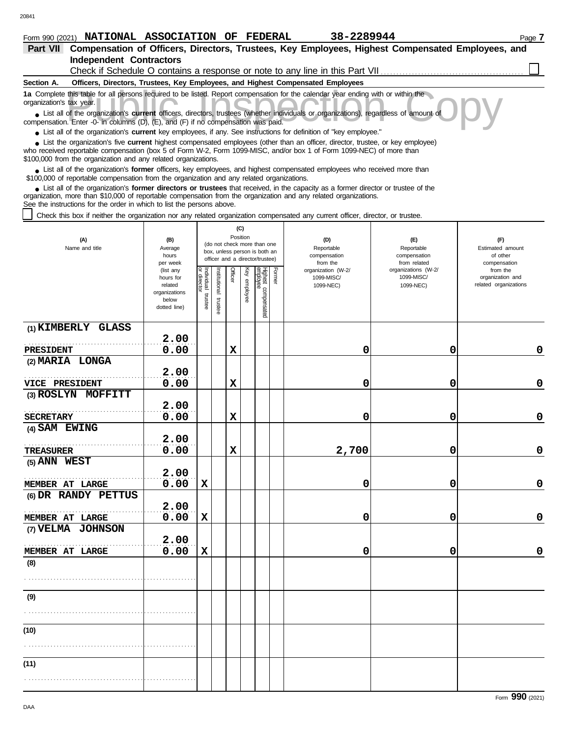Form 990 (2021) **NATIONAL ASSOCIATION OF FEDERAL** **38-2289944**

## Part VII Compensation of Officers, Directors, Trustees, Key Employees, Highest Compensated Employees, and Independent Contractors

Check if Schedule O contains a response or note to any line in this Part VII . . . . . . . . . . . . . . . . . . . . . . . . . . . . . . . . . . . . . . . . . . . . . . . . ☐

**Section A. Officers, Directors, Trustees, Key Employees, and Highest Compensated Employees**

**1a** Complete this table for all persons required to be listed. Report compensation for the calendar year ending with or within the organization's tax year.

- List all of the organization's **current** officers, directors, trustees (whether individuals or organizations), regardless of amount of compensation. Enter -0- in columns (D), (E), and (F) if no compensation was paid.
- List all of the organization's **current** key employees, if any. See instructions for definition of "key employee."
- List the organization's five **current** highest compensated employees (other than an officer, director, trustee, or key employee) who received reportable compensation (box 5 of Form W-2, Form 1099-MISC, and/or box 1 of Form 1099-NEC) of more than $100,000 from the organization and any related organizations.
- List all of the organization's **former** officers, key employees, and highest compensated employees who received more than $100,000 of reportable compensation from the organization and any related organizations.
- List all of the organization's **former directors or trustees** that received, in the capacity as a former director or trustee of the organization, more than $10,000 of reportable compensation from the organization and any related organizations.

See the instructions for the order in which to list the persons above.

☐ Check this box if neither the organization nor any related organization compensated any current officer, director, or trustee.

| (A) Name and title | (B) Average hours per week (list any hours for related organizations below dotted line) | (C) Position (do not check more than one box, unless person is both an officer and a director/trustee) | | | | | | (D) Reportable compensation from the organization (W-2/1099-MISC/1099-NEC) | (E) Reportable compensation from related organizations (W-2/1099-MISC/1099-NEC) | (F) Estimated amount of other compensation from the organization and related organizations |
|---|---|---|---|---|---|---|---|---|---|---|
| | | Individual trustee or director | Institutional trustee | Officer | Key employee | Highest compensated employee | Former | | | |
| (1) KIMBERLY GLASS<br>PRESIDENT | 2.00<br>0.00 | | | X | | | | 0 | 0 | 0 |
| (2) MARIA LONGA<br>VICE PRESIDENT | 2.00<br>0.00 | | | X | | | | 0 | 0 | 0 |
| (3) ROSLYN MOFFITT<br>SECRETARY | 2.00<br>0.00 | | | X | | | | 0 | 0 | 0 |
| (4) SAM EWING<br>TREASURER | 2.00<br>0.00 | | | X | | | | 2,700 | 0 | 0 |
| (5) ANN WEST<br>MEMBER AT LARGE | 2.00<br>0.00 | X | | | | | | 0 | 0 | 0 |
| (6) DR RANDY PETTUS<br>MEMBER AT LARGE | 2.00<br>0.00 | X | | | | | | 0 | 0 | 0 |
| (7) VELMA JOHNSON<br>MEMBER AT LARGE | 2.00<br>0.00 | X | | | | | | 0 | 0 | 0 |
| (8) | | | | | | | | | | |
| (9) | | | | | | | | | | |
| (10) | | | | | | | | | | |
| (11) | | | | | | | | | | |

Form **990** (2021)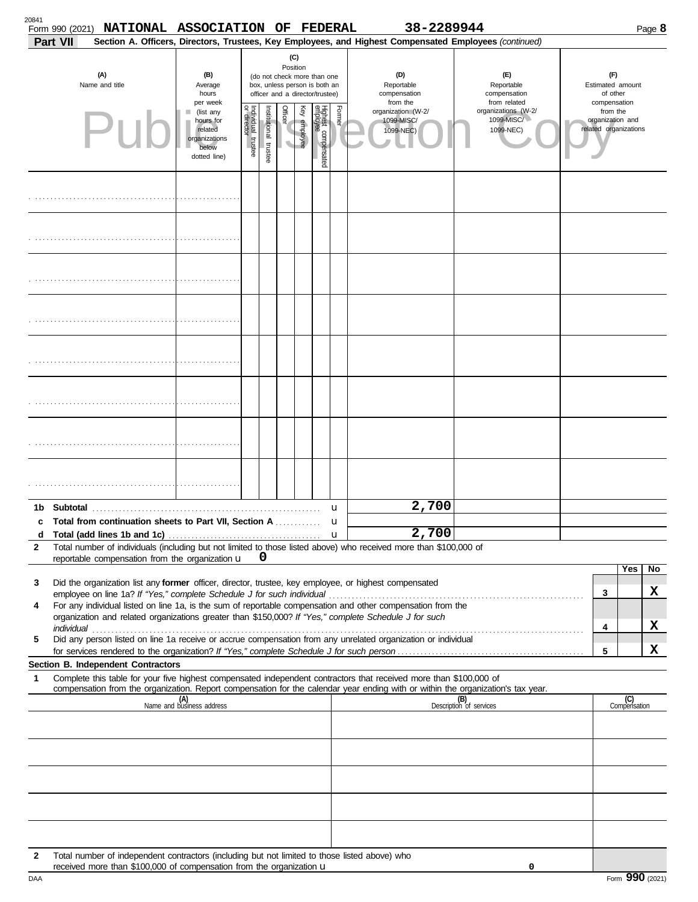Form 990 (2021) **NATIONAL ASSOCIATION OF FEDERAL** **38-2289944** Page **8**

**Part VII** **Section A. Officers, Directors, Trustees, Key Employees, and Highest Compensated Employees** *(continued)*

| (A) Name and title | (B) Average hours per week (list any hours for related organizations below dotted line) | (C) Position (do not check more than one box, unless person is both an officer and a director/trustee): Individual trustee or director | Institutional trustee | Officer | Key employee | Highest compensated employee | Former | (D) Reportable compensation from the organization (W-2/ 1099-MISC/ 1099-NEC) | (E) Reportable compensation from related organizations (W-2/ 1099-MISC/ 1099-NEC) | (F) Estimated amount of other compensation from the organization and related organizations |
|---|---|---|---|---|---|---|---|---|---|---|
| | | | | | | | | | | |
| | | | | | | | | | | |
| | | | | | | | | | | |
| | | | | | | | | | | |
| | | | | | | | | | | |
| | | | | | | | | | | |
| | | | | | | | | | | |
| | | | | | | | | | | |

| | | (D) | (E) | (F) |
|---|---|---|---|---|
| **1b** | **Subtotal** | 2,700 | | |
| **c** | **Total from continuation sheets to Part VII, Section A** | | | |
| **d** | **Total (add lines 1b and 1c)** | 2,700 | | |

**2** Total number of individuals (including but not limited to those listed above) who received more than $100,000 of reportable compensation from the organization u **0**

| | | | Yes | No |
|---|---|---|---|---|
| **3** | Did the organization list any **former** officer, director, trustee, key employee, or highest compensated employee on line 1a? *If "Yes," complete Schedule J for such individual* | 3 | | X |
| **4** | For any individual listed on line 1a, is the sum of reportable compensation and other compensation from the organization and related organizations greater than $150,000? *If "Yes," complete Schedule J for such individual* | 4 | | X |
| **5** | Did any person listed on line 1a receive or accrue compensation from any unrelated organization or individual for services rendered to the organization? *If "Yes," complete Schedule J for such person* | 5 | | X |

**Section B. Independent Contractors**

**1** Complete this table for your five highest compensated independent contractors that received more than $100,000 of compensation from the organization. Report compensation for the calendar year ending with or within the organization's tax year.

| (A) Name and business address | (B) Description of services | (C) Compensation |
|---|---|---|
| | | |
| | | |
| | | |
| | | |
| | | |

**2** Total number of independent contractors (including but not limited to those listed above) who received more than $100,000 of compensation from the organization u **0**

DAA Form **990** (2021)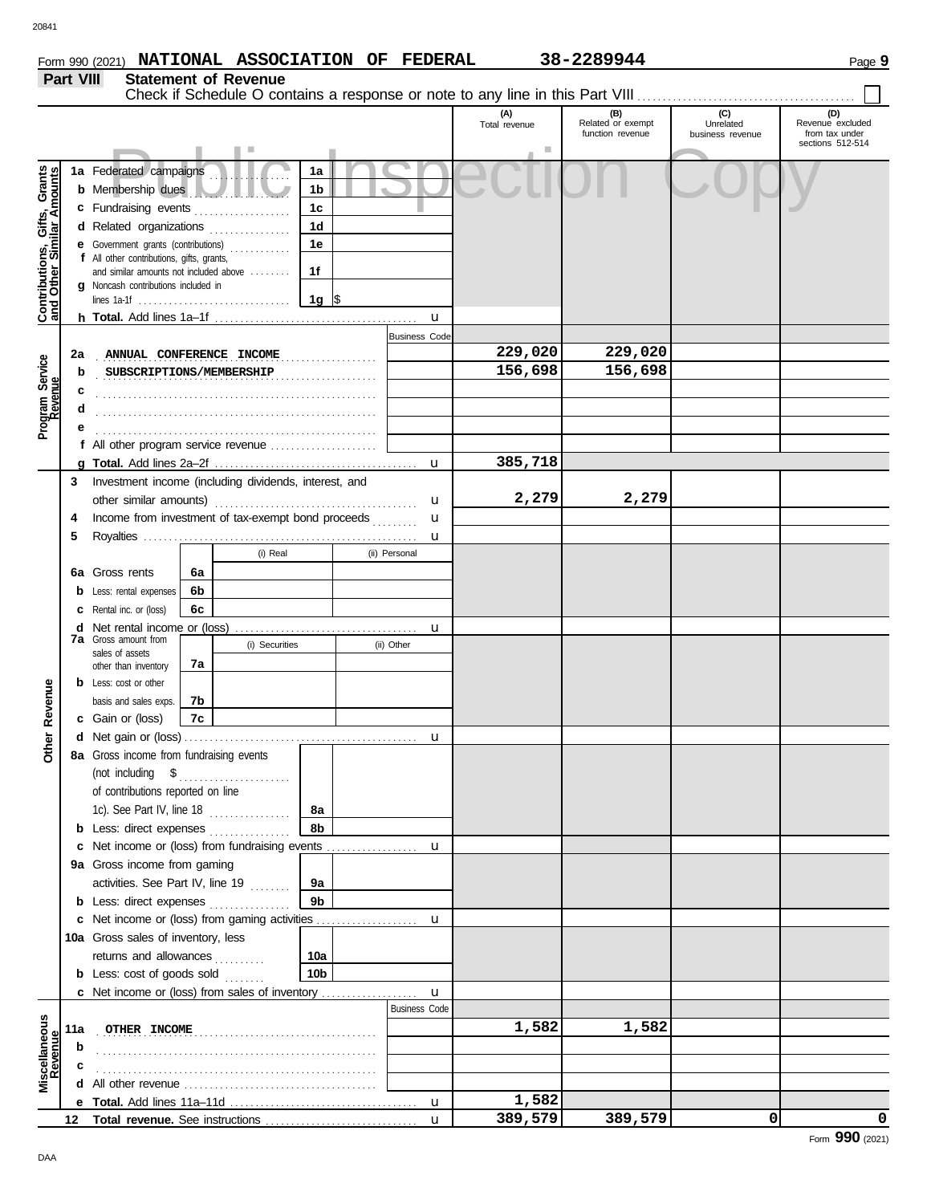Form 990 (2021) **NATIONAL ASSOCIATION OF FEDERAL** **38-2289944** Page **9**

## Part VIII Statement of Revenue

Check if Schedule O contains a response or note to any line in this Part VIII ☐

Public Inspection Copy

| | | | | (A) Total revenue | (B) Related or exempt function revenue | (C) Unrelated business revenue | (D) Revenue excluded from tax under sections 512-514 |
|---|---|---|---|---|---|---|---|
| **Contributions, Gifts, Grants and Other Similar Amounts** | 1a Federated campaigns | 1a | | | | | |
| | b Membership dues | 1b | | | | | |
| | c Fundraising events | 1c | | | | | |
| | d Related organizations | 1d | | | | | |
| | e Government grants (contributions) | 1e | | | | | |
| | f All other contributions, gifts, grants, and similar amounts not included above | 1f | | | | | |
| | g Noncash contributions included in lines 1a-1f | 1g $ | | | | | |
| | h **Total.** Add lines 1a–1f | | | | | | |
| **Program Service Revenue** | | | Business Code | | | | |
| | 2a ANNUAL CONFERENCE INCOME | | | 229,020 | 229,020 | | |
| | b SUBSCRIPTIONS/MEMBERSHIP | | | 156,698 | 156,698 | | |
| | c | | | | | | |
| | d | | | | | | |
| | e | | | | | | |
| | f All other program service revenue | | | | | | |
| | g **Total.** Add lines 2a–2f | | | 385,718 | | | |
| **Other Revenue** | 3 Investment income (including dividends, interest, and other similar amounts) | | | 2,279 | 2,279 | | |
| | 4 Income from investment of tax-exempt bond proceeds | | | | | | |
| | 5 Royalties | | | | | | |
| | | (i) Real | (ii) Personal | | | | |
| | 6a Gross rents (6a) | | | | | | |
| | b Less: rental expenses (6b) | | | | | | |
| | c Rental inc. or (loss) (6c) | | | | | | |
| | d Net rental income or (loss) | | | | | | |
| | | (i) Securities | (ii) Other | | | | |
| | 7a Gross amount from sales of assets other than inventory (7a) | | | | | | |
| | b Less: cost or other basis and sales exps. (7b) | | | | | | |
| | c Gain or (loss) (7c) | | | | | | |
| | d Net gain or (loss) | | | | | | |
| | 8a Gross income from fundraising events (not including $ of contributions reported on line 1c). See Part IV, line 18 | 8a | | | | | |
| | b Less: direct expenses | 8b | | | | | |
| | c Net income or (loss) from fundraising events | | | | | | |
| | 9a Gross income from gaming activities. See Part IV, line 19 | 9a | | | | | |
| | b Less: direct expenses | 9b | | | | | |
| | c Net income or (loss) from gaming activities | | | | | | |
| | 10a Gross sales of inventory, less returns and allowances | 10a | | | | | |
| | b Less: cost of goods sold | 10b | | | | | |
| | c Net income or (loss) from sales of inventory | | | | | | |
| **Miscellaneous Revenue** | | | Business Code | | | | |
| | 11a OTHER INCOME | | | 1,582 | 1,582 | | |
| | b | | | | | | |
| | c | | | | | | |
| | d All other revenue | | | | | | |
| | e **Total.** Add lines 11a–11d | | | 1,582 | | | |
| | 12 **Total revenue.** See instructions | | | 389,579 | 389,579 | 0 | 0 |

Form **990** (2021)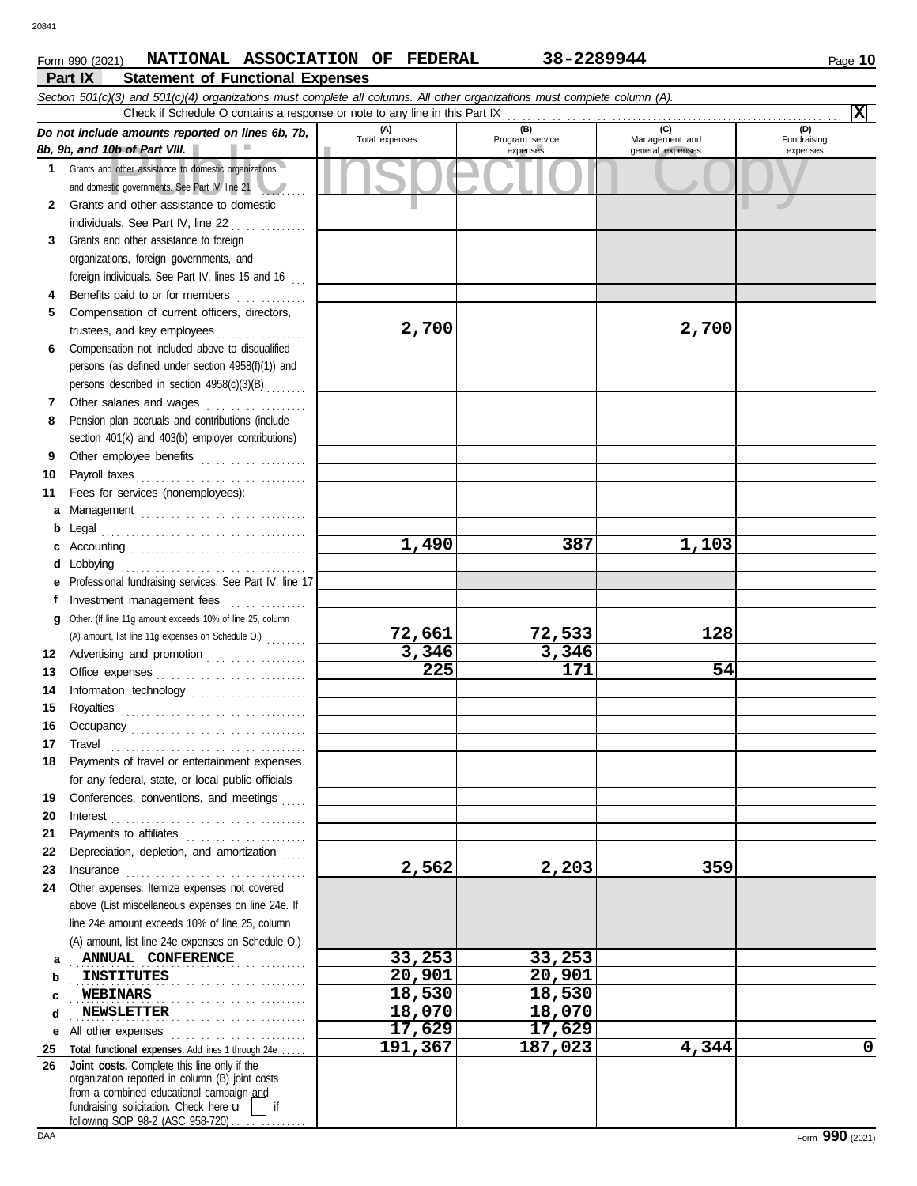Form 990 (2021) **NATIONAL ASSOCIATION OF FEDERAL** **38-2289944**

## Part IX Statement of Functional Expenses

*Section 501(c)(3) and 501(c)(4) organizations must complete all columns. All other organizations must complete column (A).*

Check if Schedule O contains a response or note to any line in this Part IX . . . . . . . . . . **X**

| *Do not include amounts reported on lines 6b, 7b, 8b, 9b, and 10b of Part VIII.* | (A) Total expenses | (B) Program service expenses | (C) Management and general expenses | (D) Fundraising expenses |
|---|---|---|---|---|
| **1** Grants and other assistance to domestic organizations and domestic governments. See Part IV, line 21 | | | | |
| **2** Grants and other assistance to domestic individuals. See Part IV, line 22 | | | | |
| **3** Grants and other assistance to foreign organizations, foreign governments, and foreign individuals. See Part IV, lines 15 and 16 | | | | |
| **4** Benefits paid to or for members | | | | |
| **5** Compensation of current officers, directors, trustees, and key employees | 2,700 | | 2,700 | |
| **6** Compensation not included above to disqualified persons (as defined under section 4958(f)(1)) and persons described in section 4958(c)(3)(B) | | | | |
| **7** Other salaries and wages | | | | |
| **8** Pension plan accruals and contributions (include section 401(k) and 403(b) employer contributions) | | | | |
| **9** Other employee benefits | | | | |
| **10** Payroll taxes | | | | |
| **11** Fees for services (nonemployees): | | | | |
| **a** Management | | | | |
| **b** Legal | | | | |
| **c** Accounting | 1,490 | 387 | 1,103 | |
| **d** Lobbying | | | | |
| **e** Professional fundraising services. See Part IV, line 17 | | | | |
| **f** Investment management fees | | | | |
| **g** Other. (If line 11g amount exceeds 10% of line 25, column (A) amount, list line 11g expenses on Schedule O.) | 72,661 | 72,533 | 128 | |
| **12** Advertising and promotion | 3,346 | 3,346 | | |
| **13** Office expenses | 225 | 171 | 54 | |
| **14** Information technology | | | | |
| **15** Royalties | | | | |
| **16** Occupancy | | | | |
| **17** Travel | | | | |
| **18** Payments of travel or entertainment expenses for any federal, state, or local public officials | | | | |
| **19** Conferences, conventions, and meetings | | | | |
| **20** Interest | | | | |
| **21** Payments to affiliates | | | | |
| **22** Depreciation, depletion, and amortization | | | | |
| **23** Insurance | 2,562 | 2,203 | 359 | |
| **24** Other expenses. Itemize expenses not covered above (List miscellaneous expenses on line 24e. If line 24e amount exceeds 10% of line 25, column (A) amount, list line 24e expenses on Schedule O.) | | | | |
| **a** ANNUAL CONFERENCE | 33,253 | 33,253 | | |
| **b** INSTITUTES | 20,901 | 20,901 | | |
| **c** WEBINARS | 18,530 | 18,530 | | |
| **d** NEWSLETTER | 18,070 | 18,070 | | |
| **e** All other expenses | 17,629 | 17,629 | | |
| **25 Total functional expenses.** Add lines 1 through 24e | 191,367 | 187,023 | 4,344 | 0 |
| **26 Joint costs.** Complete this line only if the organization reported in column (B) joint costs from a combined educational campaign and fundraising solicitation. Check here ☐ if following SOP 98-2 (ASC 958-720) | | | | |

Form **990** (2021)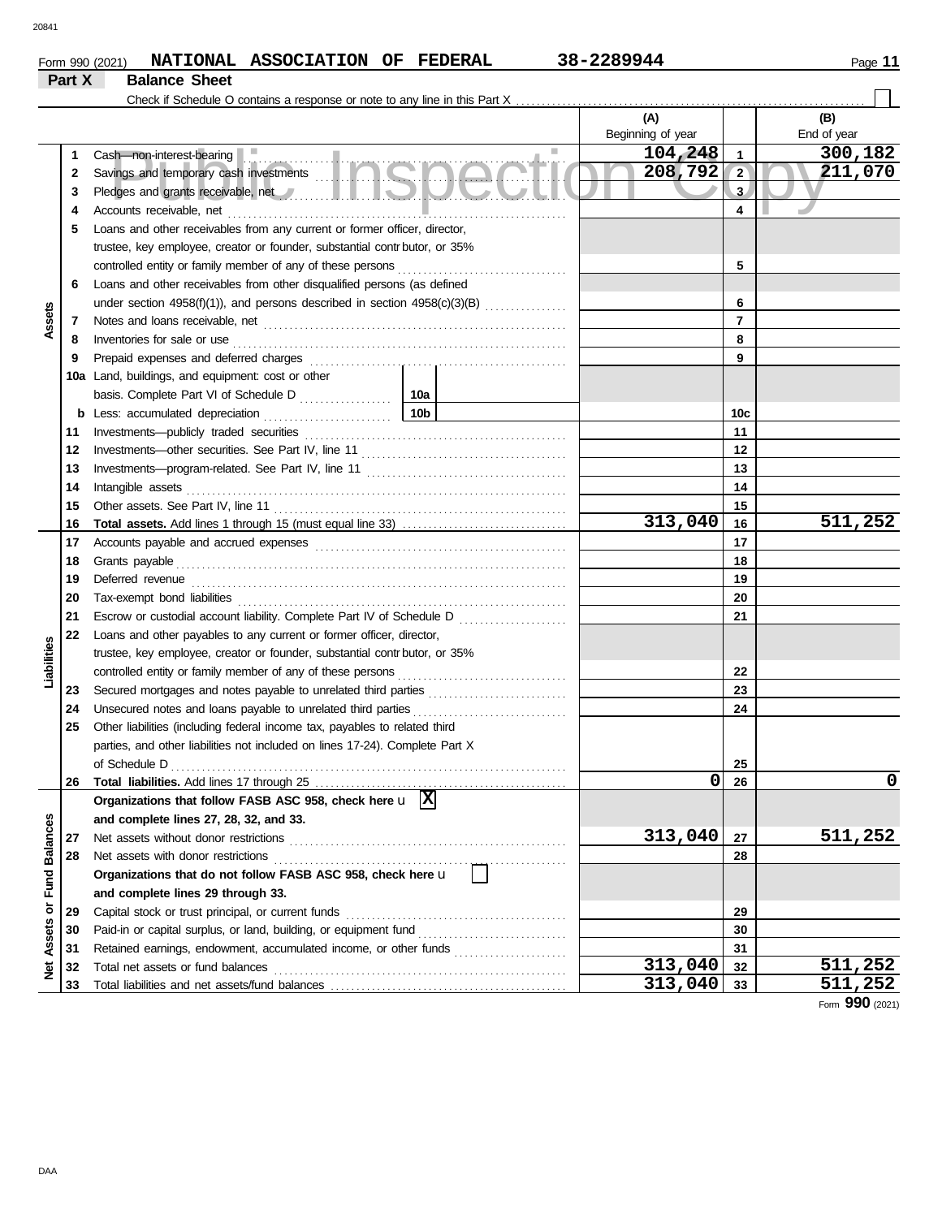Form 990 (2021) **NATIONAL ASSOCIATION OF FEDERAL** **38-2289944**

## Part X Balance Sheet

Check if Schedule O contains a response or note to any line in this Part X . . . . . . . . . . . . . . . . . . . . . . ☐

| | | | | | (A) Beginning of year | | (B) End of year |
|---|---|---|---|---|---|---|---|
| **Assets** | 1 | Cash—non-interest-bearing | | | 104,248 | 1 | 300,182 |
| | 2 | Savings and temporary cash investments | | | 208,792 | 2 | 211,070 |
| | 3 | Pledges and grants receivable, net | | | | 3 | |
| | 4 | Accounts receivable, net | | | | 4 | |
| | 5 | Loans and other receivables from any current or former officer, director, trustee, key employee, creator or founder, substantial contributor, or 35% controlled entity or family member of any of these persons | | | | 5 | |
| | 6 | Loans and other receivables from other disqualified persons (as defined under section 4958(f)(1)), and persons described in section 4958(c)(3)(B) | | | | 6 | |
| | 7 | Notes and loans receivable, net | | | | 7 | |
| | 8 | Inventories for sale or use | | | | 8 | |
| | 9 | Prepaid expenses and deferred charges | | | | 9 | |
| | 10a | Land, buildings, and equipment: cost or other basis. Complete Part VI of Schedule D | 10a | | | | |
| | b | Less: accumulated depreciation | 10b | | | 10c | |
| | 11 | Investments—publicly traded securities | | | | 11 | |
| | 12 | Investments—other securities. See Part IV, line 11 | | | | 12 | |
| | 13 | Investments—program-related. See Part IV, line 11 | | | | 13 | |
| | 14 | Intangible assets | | | | 14 | |
| | 15 | Other assets. See Part IV, line 11 | | | | 15 | |
| | 16 | **Total assets.** Add lines 1 through 15 (must equal line 33) | | | 313,040 | 16 | 511,252 |
| **Liabilities** | 17 | Accounts payable and accrued expenses | | | | 17 | |
| | 18 | Grants payable | | | | 18 | |
| | 19 | Deferred revenue | | | | 19 | |
| | 20 | Tax-exempt bond liabilities | | | | 20 | |
| | 21 | Escrow or custodial account liability. Complete Part IV of Schedule D | | | | 21 | |
| | 22 | Loans and other payables to any current or former officer, director, trustee, key employee, creator or founder, substantial contributor, or 35% controlled entity or family member of any of these persons | | | | 22 | |
| | 23 | Secured mortgages and notes payable to unrelated third parties | | | | 23 | |
| | 24 | Unsecured notes and loans payable to unrelated third parties | | | | 24 | |
| | 25 | Other liabilities (including federal income tax, payables to related third parties, and other liabilities not included on lines 17-24). Complete Part X of Schedule D | | | | 25 | |
| | 26 | **Total liabilities.** Add lines 17 through 25 | | | 0 | 26 | 0 |
| **Net Assets or Fund Balances** | | **Organizations that follow FASB ASC 958, check here** ☒ **and complete lines 27, 28, 32, and 33.** | | | | | |
| | 27 | Net assets without donor restrictions | | | 313,040 | 27 | 511,252 |
| | 28 | Net assets with donor restrictions | | | | 28 | |
| | | **Organizations that do not follow FASB ASC 958, check here** ☐ **and complete lines 29 through 33.** | | | | | |
| | 29 | Capital stock or trust principal, or current funds | | | | 29 | |
| | 30 | Paid-in or capital surplus, or land, building, or equipment fund | | | | 30 | |
| | 31 | Retained earnings, endowment, accumulated income, or other funds | | | | 31 | |
| | 32 | Total net assets or fund balances | | | 313,040 | 32 | 511,252 |
| | 33 | Total liabilities and net assets/fund balances | | | 313,040 | 33 | 511,252 |

Form **990** (2021)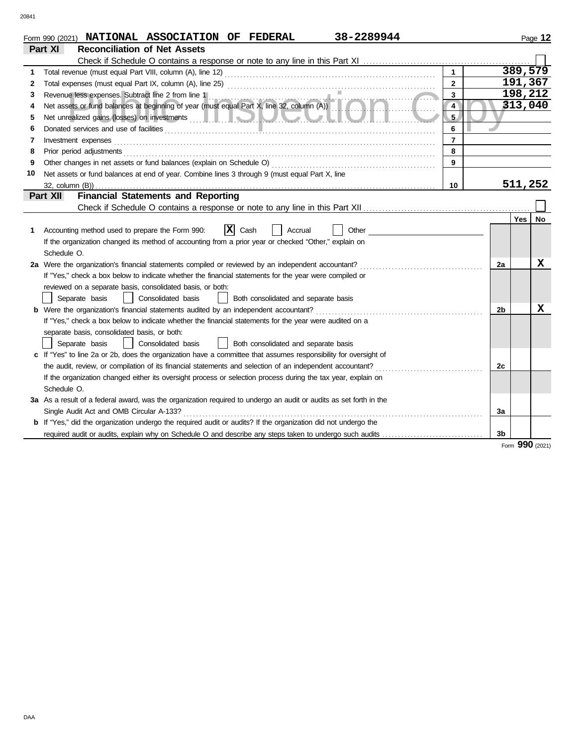Form 990 (2021) **NATIONAL ASSOCIATION OF FEDERAL 38-2289944**

## Part XI Reconciliation of Net Assets

Check if Schedule O contains a response or note to any line in this Part XI ☐

| | | | |
|---|---|---|---|
| 1 | Total revenue (must equal Part VIII, column (A), line 12) | 1 | 389,579 |
| 2 | Total expenses (must equal Part IX, column (A), line 25) | 2 | 191,367 |
| 3 | Revenue less expenses. Subtract line 2 from line 1 | 3 | 198,212 |
| 4 | Net assets or fund balances at beginning of year (must equal Part X, line 32, column (A)) | 4 | 313,040 |
| 5 | Net unrealized gains (losses) on investments | 5 | |
| 6 | Donated services and use of facilities | 6 | |
| 7 | Investment expenses | 7 | |
| 8 | Prior period adjustments | 8 | |
| 9 | Other changes in net assets or fund balances (explain on Schedule O) | 9 | |
| 10 | Net assets or fund balances at end of year. Combine lines 3 through 9 (must equal Part X, line 32, column (B)) | 10 | 511,252 |

## Part XII Financial Statements and Reporting

Check if Schedule O contains a response or note to any line in this Part XII ☐

| | | | Yes | No |
|---|---|---|---|---|
| 1 | Accounting method used to prepare the Form 990: ☒ Cash ☐ Accrual ☐ Other<br>If the organization changed its method of accounting from a prior year or checked "Other," explain on Schedule O. | | | |
| 2a | Were the organization's financial statements compiled or reviewed by an independent accountant?<br>If "Yes," check a box below to indicate whether the financial statements for the year were compiled or reviewed on a separate basis, consolidated basis, or both:<br>☐ Separate basis ☐ Consolidated basis ☐ Both consolidated and separate basis | 2a | | X |
| b | Were the organization's financial statements audited by an independent accountant?<br>If "Yes," check a box below to indicate whether the financial statements for the year were audited on a separate basis, consolidated basis, or both:<br>☐ Separate basis ☐ Consolidated basis ☐ Both consolidated and separate basis | 2b | | X |
| c | If "Yes" to line 2a or 2b, does the organization have a committee that assumes responsibility for oversight of the audit, review, or compilation of its financial statements and selection of an independent accountant?<br>If the organization changed either its oversight process or selection process during the tax year, explain on Schedule O. | 2c | | |
| 3a | As a result of a federal award, was the organization required to undergo an audit or audits as set forth in the Single Audit Act and OMB Circular A-133? | 3a | | |
| b | If "Yes," did the organization undergo the required audit or audits? If the organization did not undergo the required audit or audits, explain why on Schedule O and describe any steps taken to undergo such audits | 3b | | |

Form **990** (2021)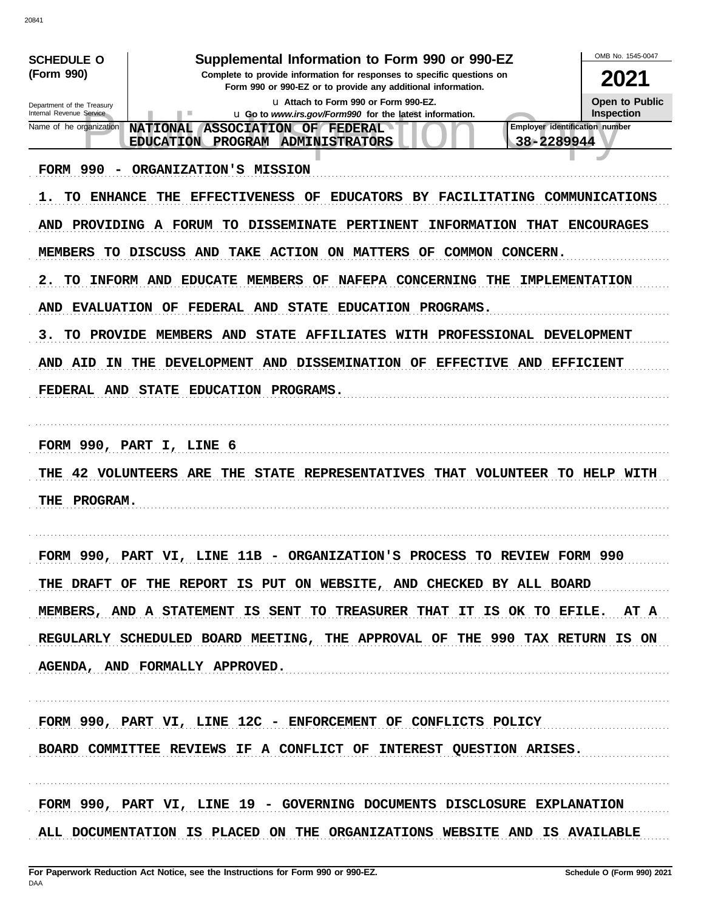**SCHEDULE O (Form 990)**

Department of the Treasury
Internal Revenue Service

# Supplemental Information to Form 990 or 990-EZ

**Complete to provide information for responses to specific questions on Form 990 or 990-EZ or to provide any additional information.**

u Attach to Form 990 or Form 990-EZ.
u Go to *www.irs.gov/Form990* for the latest information.

OMB No. 1545-0047

**2021**

**Open to Public Inspection**

| Name of the organization | Employer identification number |
| --- | --- |
| NATIONAL ASSOCIATION OF FEDERAL EDUCATION PROGRAM ADMINISTRATORS | 38-2289944 |

FORM 990 - ORGANIZATION'S MISSION

1. TO ENHANCE THE EFFECTIVENESS OF EDUCATORS BY FACILITATING COMMUNICATIONS AND PROVIDING A FORUM TO DISSEMINATE PERTINENT INFORMATION THAT ENCOURAGES MEMBERS TO DISCUSS AND TAKE ACTION ON MATTERS OF COMMON CONCERN.

2. TO INFORM AND EDUCATE MEMBERS OF NAFEPA CONCERNING THE IMPLEMENTATION AND EVALUATION OF FEDERAL AND STATE EDUCATION PROGRAMS.

3. TO PROVIDE MEMBERS AND STATE AFFILIATES WITH PROFESSIONAL DEVELOPMENT AND AID IN THE DEVELOPMENT AND DISSEMINATION OF EFFECTIVE AND EFFICIENT FEDERAL AND STATE EDUCATION PROGRAMS.

FORM 990, PART I, LINE 6

THE 42 VOLUNTEERS ARE THE STATE REPRESENTATIVES THAT VOLUNTEER TO HELP WITH THE PROGRAM.

FORM 990, PART VI, LINE 11B - ORGANIZATION'S PROCESS TO REVIEW FORM 990

THE DRAFT OF THE REPORT IS PUT ON WEBSITE, AND CHECKED BY ALL BOARD MEMBERS, AND A STATEMENT IS SENT TO TREASURER THAT IT IS OK TO EFILE. AT A REGULARLY SCHEDULED BOARD MEETING, THE APPROVAL OF THE 990 TAX RETURN IS ON AGENDA, AND FORMALLY APPROVED.

FORM 990, PART VI, LINE 12C - ENFORCEMENT OF CONFLICTS POLICY

BOARD COMMITTEE REVIEWS IF A CONFLICT OF INTEREST QUESTION ARISES.

FORM 990, PART VI, LINE 19 - GOVERNING DOCUMENTS DISCLOSURE EXPLANATION

ALL DOCUMENTATION IS PLACED ON THE ORGANIZATIONS WEBSITE AND IS AVAILABLE

**For Paperwork Reduction Act Notice, see the Instructions for Form 990 or 990-EZ.**

**Schedule O (Form 990) 2021**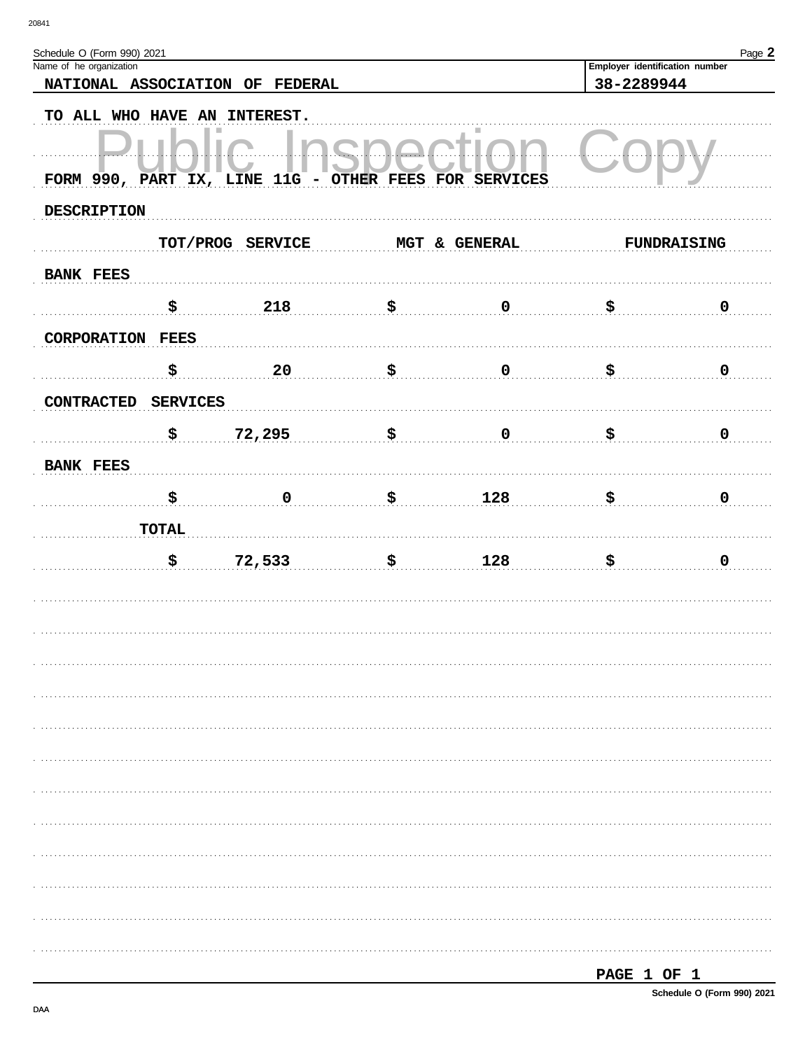Schedule O (Form 990) 2021

| Name of the organization | Employer identification number |
|---|---|
| NATIONAL ASSOCIATION OF FEDERAL | 38-2289944 |

TO ALL WHO HAVE AN INTEREST.

FORM 990, PART IX, LINE 11G - OTHER FEES FOR SERVICES

| DESCRIPTION | TOT/PROG SERVICE | MGT & GENERAL | FUNDRAISING |
|---|---|---|---|
| BANK FEES | $ 218 | $ 0 | $ 0 |
| CORPORATION FEES | $ 20 | $ 0 | $ 0 |
| CONTRACTED SERVICES | $ 72,295 | $ 0 | $ 0 |
| BANK FEES | $ 0 | $ 128 | $ 0 |
| TOTAL | $ 72,533 | $ 128 | $ 0 |

PAGE 1 OF 1

Schedule O (Form 990) 2021